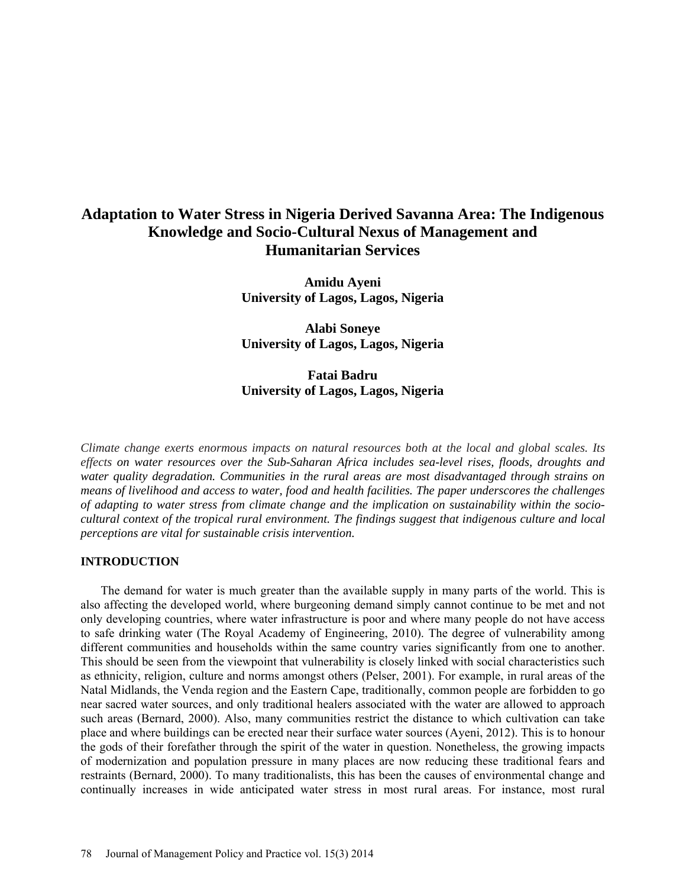# Adaptation to Water Stress in Nigeria Derived Savanna Area: The Indigenous Knowledge and Socio-Cultural Nexus of Management and Humanitarian Services

**Amidu Ayeni**
**University of Lagos, Lagos, Nigeria**

**Alabi Soneye**
**University of Lagos, Lagos, Nigeria**

**Fatai Badru**
**University of Lagos, Lagos, Nigeria**

*Climate change exerts enormous impacts on natural resources both at the local and global scales. Its effects on water resources over the Sub-Saharan Africa includes sea-level rises, floods, droughts and water quality degradation. Communities in the rural areas are most disadvantaged through strains on means of livelihood and access to water, food and health facilities. The paper underscores the challenges of adapting to water stress from climate change and the implication on sustainability within the socio-cultural context of the tropical rural environment. The findings suggest that indigenous culture and local perceptions are vital for sustainable crisis intervention.*

## INTRODUCTION

The demand for water is much greater than the available supply in many parts of the world. This is also affecting the developed world, where burgeoning demand simply cannot continue to be met and not only developing countries, where water infrastructure is poor and where many people do not have access to safe drinking water (The Royal Academy of Engineering, 2010). The degree of vulnerability among different communities and households within the same country varies significantly from one to another. This should be seen from the viewpoint that vulnerability is closely linked with social characteristics such as ethnicity, religion, culture and norms amongst others (Pelser, 2001). For example, in rural areas of the Natal Midlands, the Venda region and the Eastern Cape, traditionally, common people are forbidden to go near sacred water sources, and only traditional healers associated with the water are allowed to approach such areas (Bernard, 2000). Also, many communities restrict the distance to which cultivation can take place and where buildings can be erected near their surface water sources (Ayeni, 2012). This is to honour the gods of their forefather through the spirit of the water in question. Nonetheless, the growing impacts of modernization and population pressure in many places are now reducing these traditional fears and restraints (Bernard, 2000). To many traditionalists, this has been the causes of environmental change and continually increases in wide anticipated water stress in most rural areas. For instance, most rural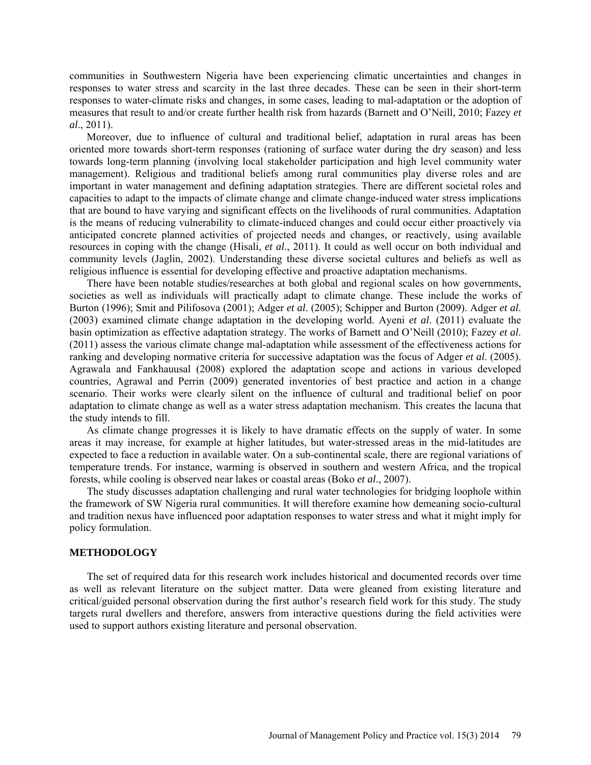communities in Southwestern Nigeria have been experiencing climatic uncertainties and changes in responses to water stress and scarcity in the last three decades. These can be seen in their short-term responses to water-climate risks and changes, in some cases, leading to mal-adaptation or the adoption of measures that result to and/or create further health risk from hazards (Barnett and O'Neill, 2010; Fazey *et al*., 2011).

Moreover, due to influence of cultural and traditional belief, adaptation in rural areas has been oriented more towards short-term responses (rationing of surface water during the dry season) and less towards long-term planning (involving local stakeholder participation and high level community water management). Religious and traditional beliefs among rural communities play diverse roles and are important in water management and defining adaptation strategies. There are different societal roles and capacities to adapt to the impacts of climate change and climate change-induced water stress implications that are bound to have varying and significant effects on the livelihoods of rural communities. Adaptation is the means of reducing vulnerability to climate-induced changes and could occur either proactively via anticipated concrete planned activities of projected needs and changes, or reactively, using available resources in coping with the change (Hisali, *et al*., 2011). It could as well occur on both individual and community levels (Jaglin, 2002). Understanding these diverse societal cultures and beliefs as well as religious influence is essential for developing effective and proactive adaptation mechanisms.

There have been notable studies/researches at both global and regional scales on how governments, societies as well as individuals will practically adapt to climate change. These include the works of Burton (1996); Smit and Pilifosova (2001); Adger *et al*. (2005); Schipper and Burton (2009). Adger *et al*. (2003) examined climate change adaptation in the developing world. Ayeni *et al*. (2011) evaluate the basin optimization as effective adaptation strategy. The works of Barnett and O'Neill (2010); Fazey *et al.* (2011) assess the various climate change mal-adaptation while assessment of the effectiveness actions for ranking and developing normative criteria for successive adaptation was the focus of Adger *et al.* (2005). Agrawala and Fankhauusal (2008) explored the adaptation scope and actions in various developed countries, Agrawal and Perrin (2009) generated inventories of best practice and action in a change scenario. Their works were clearly silent on the influence of cultural and traditional belief on poor adaptation to climate change as well as a water stress adaptation mechanism. This creates the lacuna that the study intends to fill.

As climate change progresses it is likely to have dramatic effects on the supply of water. In some areas it may increase, for example at higher latitudes, but water-stressed areas in the mid-latitudes are expected to face a reduction in available water. On a sub-continental scale, there are regional variations of temperature trends. For instance, warming is observed in southern and western Africa, and the tropical forests, while cooling is observed near lakes or coastal areas (Boko *et al*., 2007).

The study discusses adaptation challenging and rural water technologies for bridging loophole within the framework of SW Nigeria rural communities. It will therefore examine how demeaning socio-cultural and tradition nexus have influenced poor adaptation responses to water stress and what it might imply for policy formulation.

## METHODOLOGY

The set of required data for this research work includes historical and documented records over time as well as relevant literature on the subject matter. Data were gleaned from existing literature and critical/guided personal observation during the first author's research field work for this study. The study targets rural dwellers and therefore, answers from interactive questions during the field activities were used to support authors existing literature and personal observation.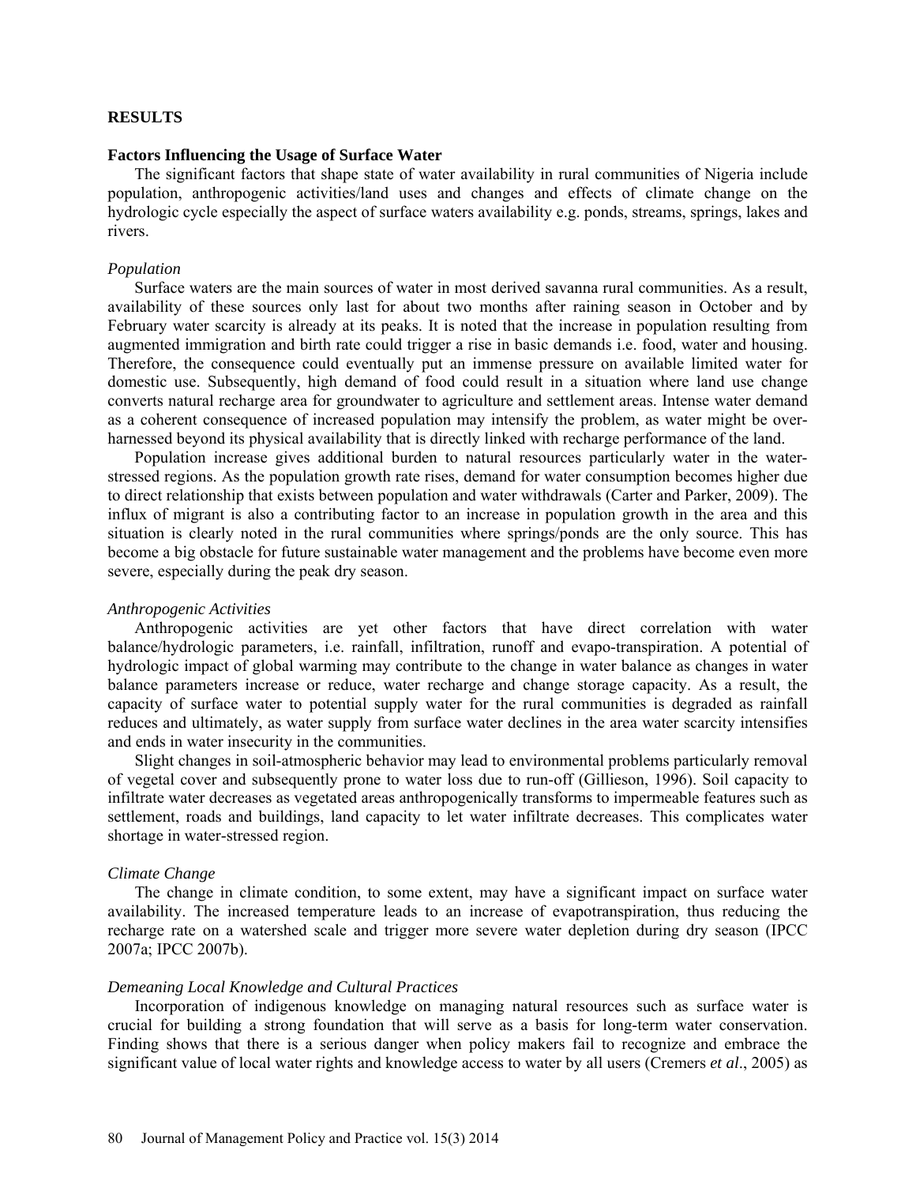## RESULTS

### Factors Influencing the Usage of Surface Water

The significant factors that shape state of water availability in rural communities of Nigeria include population, anthropogenic activities/land uses and changes and effects of climate change on the hydrologic cycle especially the aspect of surface waters availability e.g. ponds, streams, springs, lakes and rivers.

#### *Population*

Surface waters are the main sources of water in most derived savanna rural communities. As a result, availability of these sources only last for about two months after raining season in October and by February water scarcity is already at its peaks. It is noted that the increase in population resulting from augmented immigration and birth rate could trigger a rise in basic demands i.e. food, water and housing. Therefore, the consequence could eventually put an immense pressure on available limited water for domestic use. Subsequently, high demand of food could result in a situation where land use change converts natural recharge area for groundwater to agriculture and settlement areas. Intense water demand as a coherent consequence of increased population may intensify the problem, as water might be over-harnessed beyond its physical availability that is directly linked with recharge performance of the land.

Population increase gives additional burden to natural resources particularly water in the water-stressed regions. As the population growth rate rises, demand for water consumption becomes higher due to direct relationship that exists between population and water withdrawals (Carter and Parker, 2009). The influx of migrant is also a contributing factor to an increase in population growth in the area and this situation is clearly noted in the rural communities where springs/ponds are the only source. This has become a big obstacle for future sustainable water management and the problems have become even more severe, especially during the peak dry season.

#### *Anthropogenic Activities*

Anthropogenic activities are yet other factors that have direct correlation with water balance/hydrologic parameters, i.e. rainfall, infiltration, runoff and evapo-transpiration. A potential of hydrologic impact of global warming may contribute to the change in water balance as changes in water balance parameters increase or reduce, water recharge and change storage capacity. As a result, the capacity of surface water to potential supply water for the rural communities is degraded as rainfall reduces and ultimately, as water supply from surface water declines in the area water scarcity intensifies and ends in water insecurity in the communities.

Slight changes in soil-atmospheric behavior may lead to environmental problems particularly removal of vegetal cover and subsequently prone to water loss due to run-off (Gillieson, 1996). Soil capacity to infiltrate water decreases as vegetated areas anthropogenically transforms to impermeable features such as settlement, roads and buildings, land capacity to let water infiltrate decreases. This complicates water shortage in water-stressed region.

#### *Climate Change*

The change in climate condition, to some extent, may have a significant impact on surface water availability. The increased temperature leads to an increase of evapotranspiration, thus reducing the recharge rate on a watershed scale and trigger more severe water depletion during dry season (IPCC 2007a; IPCC 2007b).

#### *Demeaning Local Knowledge and Cultural Practices*

Incorporation of indigenous knowledge on managing natural resources such as surface water is crucial for building a strong foundation that will serve as a basis for long-term water conservation. Finding shows that there is a serious danger when policy makers fail to recognize and embrace the significant value of local water rights and knowledge access to water by all users (Cremers *et al*., 2005) as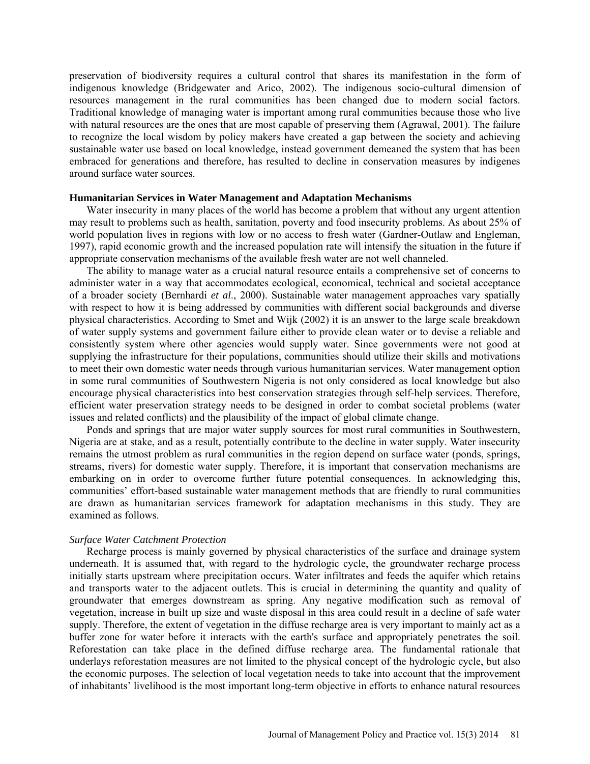preservation of biodiversity requires a cultural control that shares its manifestation in the form of indigenous knowledge (Bridgewater and Arico, 2002). The indigenous socio-cultural dimension of resources management in the rural communities has been changed due to modern social factors. Traditional knowledge of managing water is important among rural communities because those who live with natural resources are the ones that are most capable of preserving them (Agrawal, 2001). The failure to recognize the local wisdom by policy makers have created a gap between the society and achieving sustainable water use based on local knowledge, instead government demeaned the system that has been embraced for generations and therefore, has resulted to decline in conservation measures by indigenes around surface water sources.

### Humanitarian Services in Water Management and Adaptation Mechanisms

Water insecurity in many places of the world has become a problem that without any urgent attention may result to problems such as health, sanitation, poverty and food insecurity problems. As about 25% of world population lives in regions with low or no access to fresh water (Gardner-Outlaw and Engleman, 1997), rapid economic growth and the increased population rate will intensify the situation in the future if appropriate conservation mechanisms of the available fresh water are not well channeled.

The ability to manage water as a crucial natural resource entails a comprehensive set of concerns to administer water in a way that accommodates ecological, economical, technical and societal acceptance of a broader society (Bernhardi *et al*., 2000). Sustainable water management approaches vary spatially with respect to how it is being addressed by communities with different social backgrounds and diverse physical characteristics. According to Smet and Wijk (2002) it is an answer to the large scale breakdown of water supply systems and government failure either to provide clean water or to devise a reliable and consistently system where other agencies would supply water. Since governments were not good at supplying the infrastructure for their populations, communities should utilize their skills and motivations to meet their own domestic water needs through various humanitarian services. Water management option in some rural communities of Southwestern Nigeria is not only considered as local knowledge but also encourage physical characteristics into best conservation strategies through self-help services. Therefore, efficient water preservation strategy needs to be designed in order to combat societal problems (water issues and related conflicts) and the plausibility of the impact of global climate change.

Ponds and springs that are major water supply sources for most rural communities in Southwestern, Nigeria are at stake, and as a result, potentially contribute to the decline in water supply. Water insecurity remains the utmost problem as rural communities in the region depend on surface water (ponds, springs, streams, rivers) for domestic water supply. Therefore, it is important that conservation mechanisms are embarking on in order to overcome further future potential consequences. In acknowledging this, communities' effort-based sustainable water management methods that are friendly to rural communities are drawn as humanitarian services framework for adaptation mechanisms in this study. They are examined as follows.

#### *Surface Water Catchment Protection*

Recharge process is mainly governed by physical characteristics of the surface and drainage system underneath. It is assumed that, with regard to the hydrologic cycle, the groundwater recharge process initially starts upstream where precipitation occurs. Water infiltrates and feeds the aquifer which retains and transports water to the adjacent outlets. This is crucial in determining the quantity and quality of groundwater that emerges downstream as spring. Any negative modification such as removal of vegetation, increase in built up size and waste disposal in this area could result in a decline of safe water supply. Therefore, the extent of vegetation in the diffuse recharge area is very important to mainly act as a buffer zone for water before it interacts with the earth's surface and appropriately penetrates the soil. Reforestation can take place in the defined diffuse recharge area. The fundamental rationale that underlays reforestation measures are not limited to the physical concept of the hydrologic cycle, but also the economic purposes. The selection of local vegetation needs to take into account that the improvement of inhabitants' livelihood is the most important long-term objective in efforts to enhance natural resources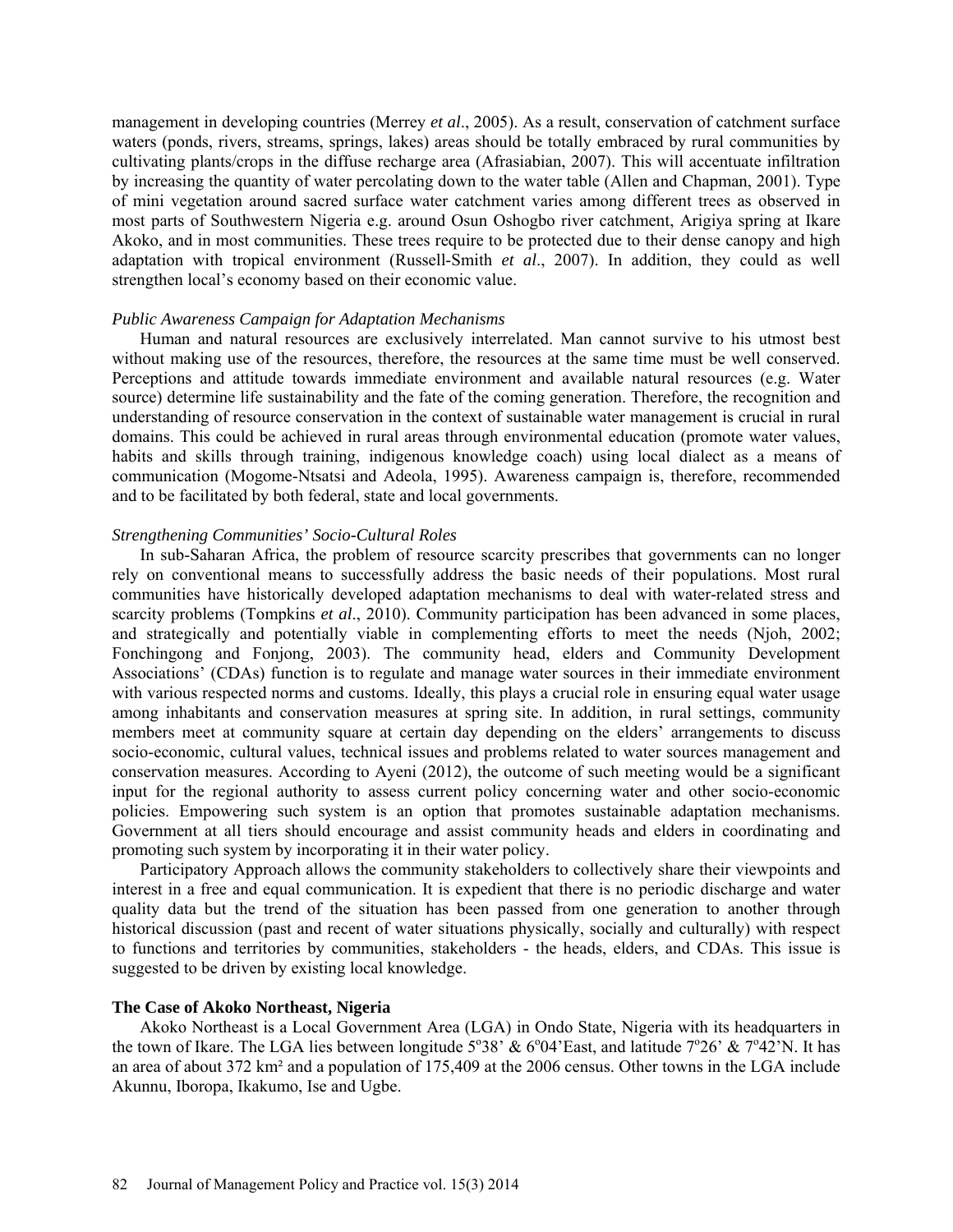management in developing countries (Merrey *et al*., 2005). As a result, conservation of catchment surface waters (ponds, rivers, streams, springs, lakes) areas should be totally embraced by rural communities by cultivating plants/crops in the diffuse recharge area (Afrasiabian, 2007). This will accentuate infiltration by increasing the quantity of water percolating down to the water table (Allen and Chapman, 2001). Type of mini vegetation around sacred surface water catchment varies among different trees as observed in most parts of Southwestern Nigeria e.g. around Osun Oshogbo river catchment, Arigiya spring at Ikare Akoko, and in most communities. These trees require to be protected due to their dense canopy and high adaptation with tropical environment (Russell-Smith *et al*., 2007). In addition, they could as well strengthen local's economy based on their economic value.

*Public Awareness Campaign for Adaptation Mechanisms*

Human and natural resources are exclusively interrelated. Man cannot survive to his utmost best without making use of the resources, therefore, the resources at the same time must be well conserved. Perceptions and attitude towards immediate environment and available natural resources (e.g. Water source) determine life sustainability and the fate of the coming generation. Therefore, the recognition and understanding of resource conservation in the context of sustainable water management is crucial in rural domains. This could be achieved in rural areas through environmental education (promote water values, habits and skills through training, indigenous knowledge coach) using local dialect as a means of communication (Mogome-Ntsatsi and Adeola, 1995). Awareness campaign is, therefore, recommended and to be facilitated by both federal, state and local governments.

*Strengthening Communities' Socio-Cultural Roles*

In sub-Saharan Africa, the problem of resource scarcity prescribes that governments can no longer rely on conventional means to successfully address the basic needs of their populations. Most rural communities have historically developed adaptation mechanisms to deal with water-related stress and scarcity problems (Tompkins *et al*., 2010). Community participation has been advanced in some places, and strategically and potentially viable in complementing efforts to meet the needs (Njoh, 2002; Fonchingong and Fonjong, 2003). The community head, elders and Community Development Associations' (CDAs) function is to regulate and manage water sources in their immediate environment with various respected norms and customs. Ideally, this plays a crucial role in ensuring equal water usage among inhabitants and conservation measures at spring site. In addition, in rural settings, community members meet at community square at certain day depending on the elders' arrangements to discuss socio-economic, cultural values, technical issues and problems related to water sources management and conservation measures. According to Ayeni (2012), the outcome of such meeting would be a significant input for the regional authority to assess current policy concerning water and other socio-economic policies. Empowering such system is an option that promotes sustainable adaptation mechanisms. Government at all tiers should encourage and assist community heads and elders in coordinating and promoting such system by incorporating it in their water policy.

Participatory Approach allows the community stakeholders to collectively share their viewpoints and interest in a free and equal communication. It is expedient that there is no periodic discharge and water quality data but the trend of the situation has been passed from one generation to another through historical discussion (past and recent of water situations physically, socially and culturally) with respect to functions and territories by communities, stakeholders - the heads, elders, and CDAs. This issue is suggested to be driven by existing local knowledge.

## The Case of Akoko Northeast, Nigeria

Akoko Northeast is a Local Government Area (LGA) in Ondo State, Nigeria with its headquarters in the town of Ikare. The LGA lies between longitude 5°38' & 6°04'East, and latitude 7°26' & 7°42'N. It has an area of about 372 km² and a population of 175,409 at the 2006 census. Other towns in the LGA include Akunnu, Iboropa, Ikakumo, Ise and Ugbe.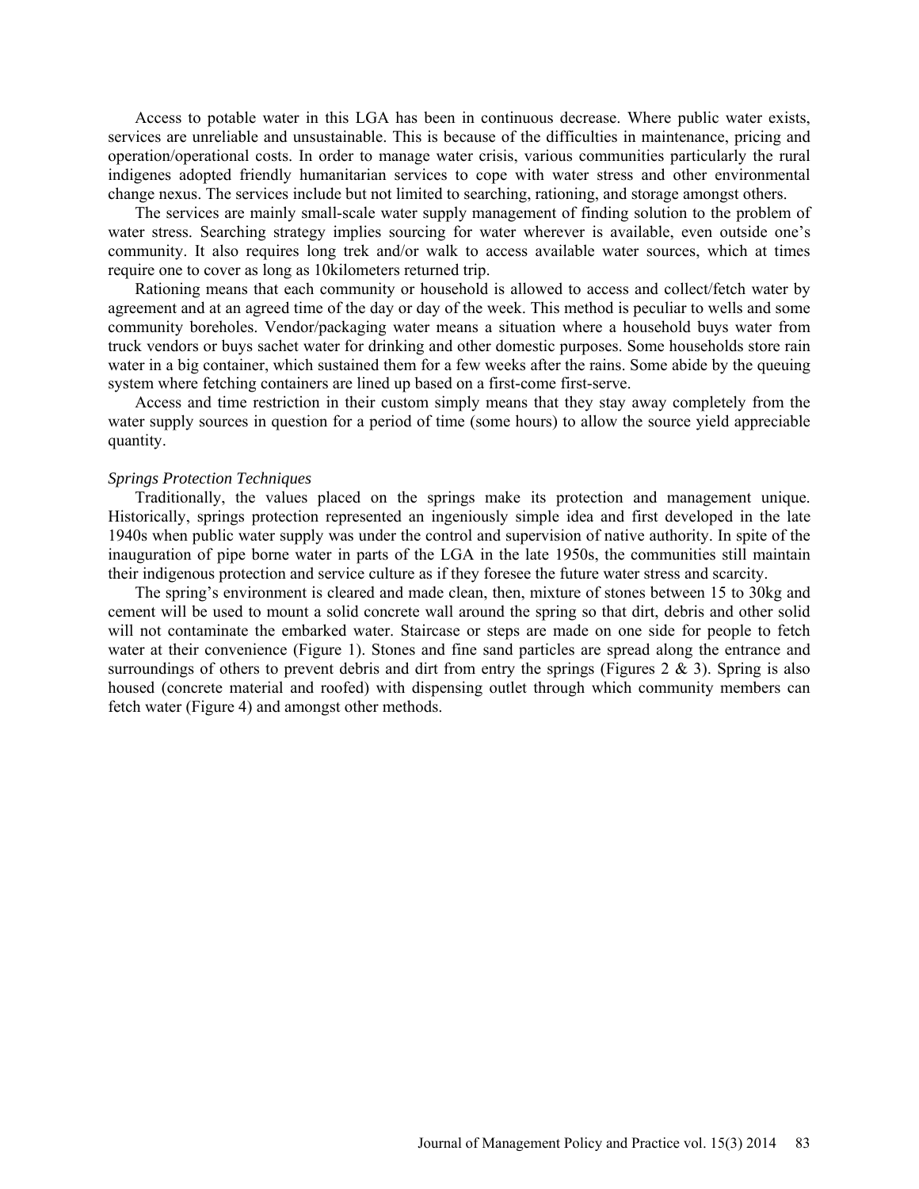Access to potable water in this LGA has been in continuous decrease. Where public water exists, services are unreliable and unsustainable. This is because of the difficulties in maintenance, pricing and operation/operational costs. In order to manage water crisis, various communities particularly the rural indigenes adopted friendly humanitarian services to cope with water stress and other environmental change nexus. The services include but not limited to searching, rationing, and storage amongst others.

The services are mainly small-scale water supply management of finding solution to the problem of water stress. Searching strategy implies sourcing for water wherever is available, even outside one's community. It also requires long trek and/or walk to access available water sources, which at times require one to cover as long as 10kilometers returned trip.

Rationing means that each community or household is allowed to access and collect/fetch water by agreement and at an agreed time of the day or day of the week. This method is peculiar to wells and some community boreholes. Vendor/packaging water means a situation where a household buys water from truck vendors or buys sachet water for drinking and other domestic purposes. Some households store rain water in a big container, which sustained them for a few weeks after the rains. Some abide by the queuing system where fetching containers are lined up based on a first-come first-serve.

Access and time restriction in their custom simply means that they stay away completely from the water supply sources in question for a period of time (some hours) to allow the source yield appreciable quantity.

*Springs Protection Techniques*

Traditionally, the values placed on the springs make its protection and management unique. Historically, springs protection represented an ingeniously simple idea and first developed in the late 1940s when public water supply was under the control and supervision of native authority. In spite of the inauguration of pipe borne water in parts of the LGA in the late 1950s, the communities still maintain their indigenous protection and service culture as if they foresee the future water stress and scarcity.

The spring's environment is cleared and made clean, then, mixture of stones between 15 to 30kg and cement will be used to mount a solid concrete wall around the spring so that dirt, debris and other solid will not contaminate the embarked water. Staircase or steps are made on one side for people to fetch water at their convenience (Figure 1). Stones and fine sand particles are spread along the entrance and surroundings of others to prevent debris and dirt from entry the springs (Figures 2 & 3). Spring is also housed (concrete material and roofed) with dispensing outlet through which community members can fetch water (Figure 4) and amongst other methods.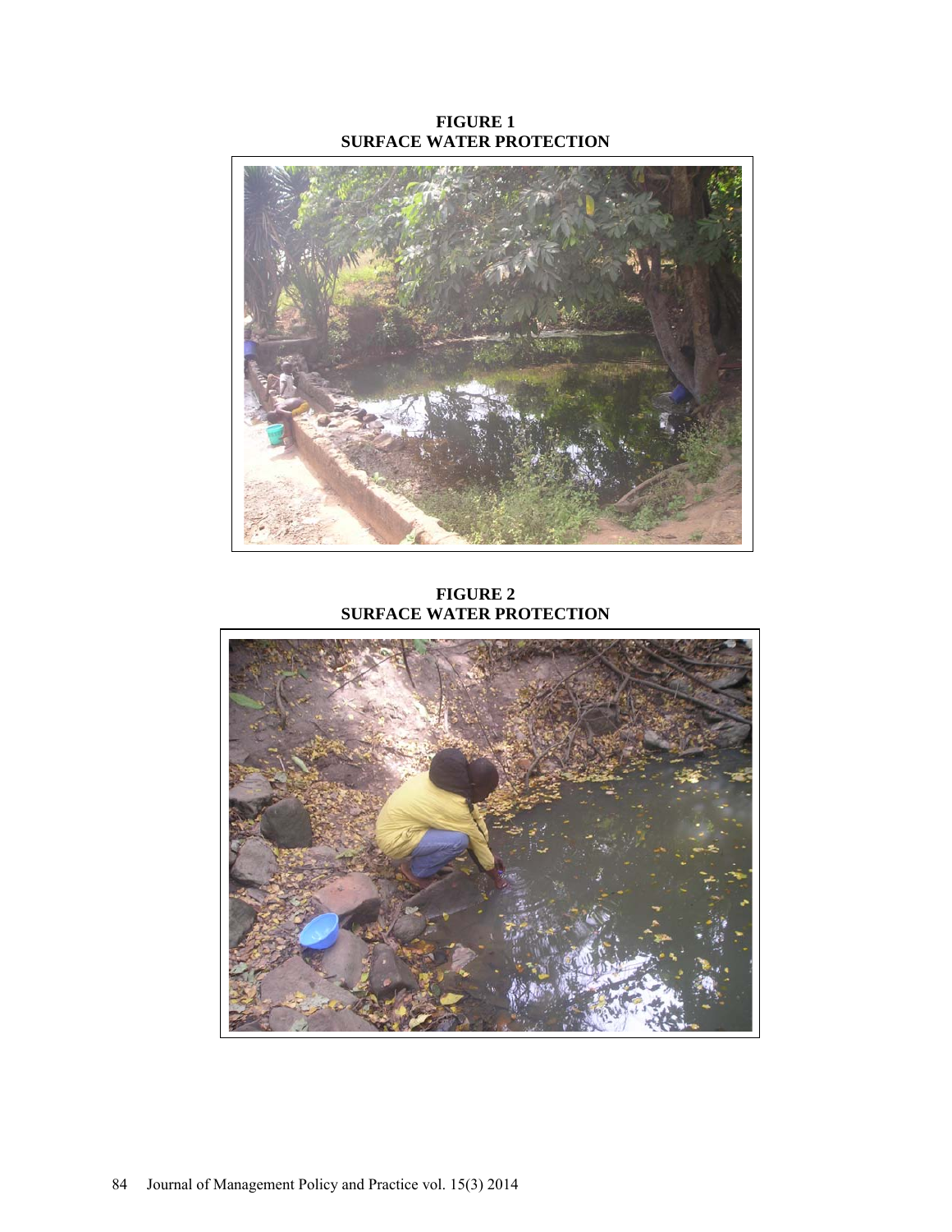**FIGURE 1**
**SURFACE WATER PROTECTION**

**FIGURE 2**
**SURFACE WATER PROTECTION**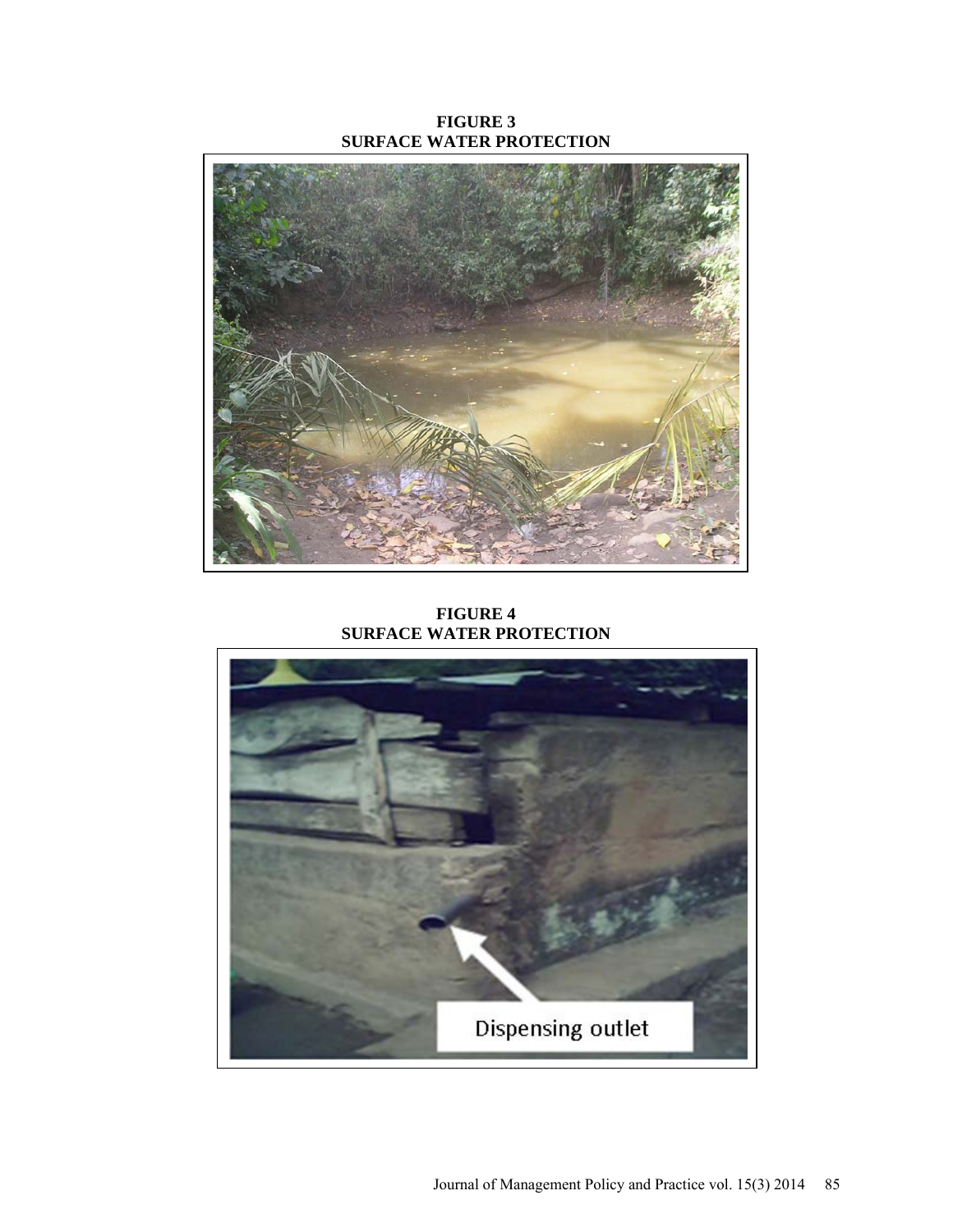**FIGURE 3**
**SURFACE WATER PROTECTION**

**FIGURE 4**
**SURFACE WATER PROTECTION**

Dispensing outlet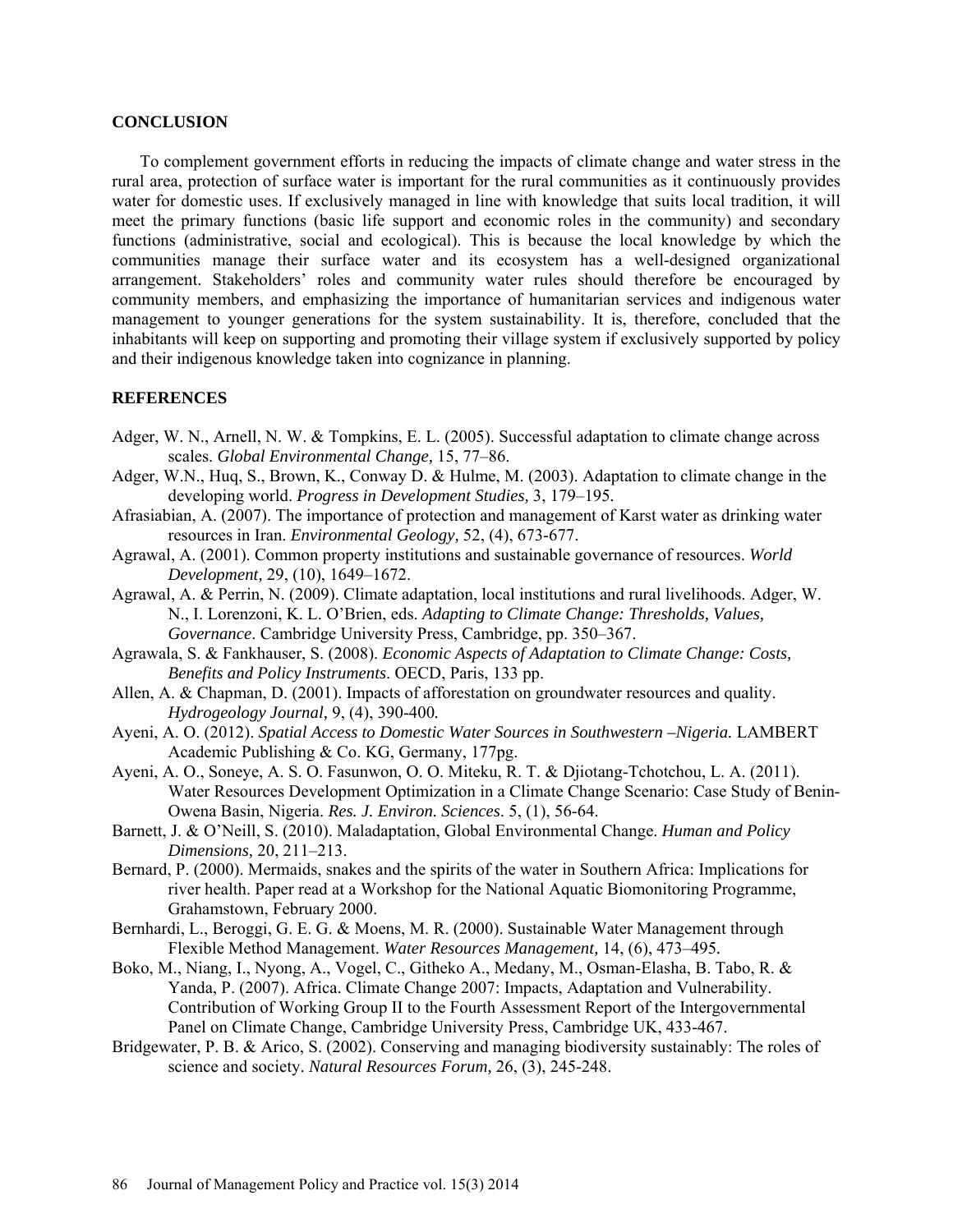## CONCLUSION

To complement government efforts in reducing the impacts of climate change and water stress in the rural area, protection of surface water is important for the rural communities as it continuously provides water for domestic uses. If exclusively managed in line with knowledge that suits local tradition, it will meet the primary functions (basic life support and economic roles in the community) and secondary functions (administrative, social and ecological). This is because the local knowledge by which the communities manage their surface water and its ecosystem has a well-designed organizational arrangement. Stakeholders' roles and community water rules should therefore be encouraged by community members, and emphasizing the importance of humanitarian services and indigenous water management to younger generations for the system sustainability. It is, therefore, concluded that the inhabitants will keep on supporting and promoting their village system if exclusively supported by policy and their indigenous knowledge taken into cognizance in planning.

## REFERENCES

Adger, W. N., Arnell, N. W. & Tompkins, E. L. (2005). Successful adaptation to climate change across scales. *Global Environmental Change,* 15, 77–86.

Adger, W.N., Huq, S., Brown, K., Conway D. & Hulme, M. (2003). Adaptation to climate change in the developing world. *Progress in Development Studies,* 3, 179–195.

Afrasiabian, A. (2007). The importance of protection and management of Karst water as drinking water resources in Iran. *Environmental Geology,* 52, (4), 673-677.

Agrawal, A. (2001). Common property institutions and sustainable governance of resources. *World Development,* 29, (10), 1649–1672.

Agrawal, A. & Perrin, N. (2009). Climate adaptation, local institutions and rural livelihoods. Adger, W. N., I. Lorenzoni, K. L. O'Brien, eds. *Adapting to Climate Change: Thresholds, Values, Governance*. Cambridge University Press, Cambridge, pp. 350–367.

Agrawala, S. & Fankhauser, S. (2008). *Economic Aspects of Adaptation to Climate Change: Costs, Benefits and Policy Instruments*. OECD, Paris, 133 pp.

Allen, A. & Chapman, D. (2001). Impacts of afforestation on groundwater resources and quality. *Hydrogeology Journal,* 9, (4), 390-400.

Ayeni, A. O. (2012). *Spatial Access to Domestic Water Sources in Southwestern –Nigeria.* LAMBERT Academic Publishing & Co. KG, Germany, 177pg.

Ayeni, A. O., Soneye, A. S. O. Fasunwon, O. O. Miteku, R. T. & Djiotang-Tchotchou, L. A. (2011). Water Resources Development Optimization in a Climate Change Scenario: Case Study of Benin-Owena Basin, Nigeria. *Res. J. Environ. Sciences*. 5, (1), 56-64.

Barnett, J. & O'Neill, S. (2010). Maladaptation, Global Environmental Change. *Human and Policy Dimensions,* 20, 211–213.

Bernard, P. (2000). Mermaids, snakes and the spirits of the water in Southern Africa: Implications for river health. Paper read at a Workshop for the National Aquatic Biomonitoring Programme, Grahamstown, February 2000.

Bernhardi, L., Beroggi, G. E. G. & Moens, M. R. (2000). Sustainable Water Management through Flexible Method Management. *Water Resources Management,* 14, (6), 473–495.

Boko, M., Niang, I., Nyong, A., Vogel, C., Githeko A., Medany, M., Osman-Elasha, B. Tabo, R. & Yanda, P. (2007). Africa. Climate Change 2007: Impacts, Adaptation and Vulnerability. Contribution of Working Group II to the Fourth Assessment Report of the Intergovernmental Panel on Climate Change, Cambridge University Press, Cambridge UK, 433-467.

Bridgewater, P. B. & Arico, S. (2002). Conserving and managing biodiversity sustainably: The roles of science and society. *Natural Resources Forum,* 26, (3), 245-248.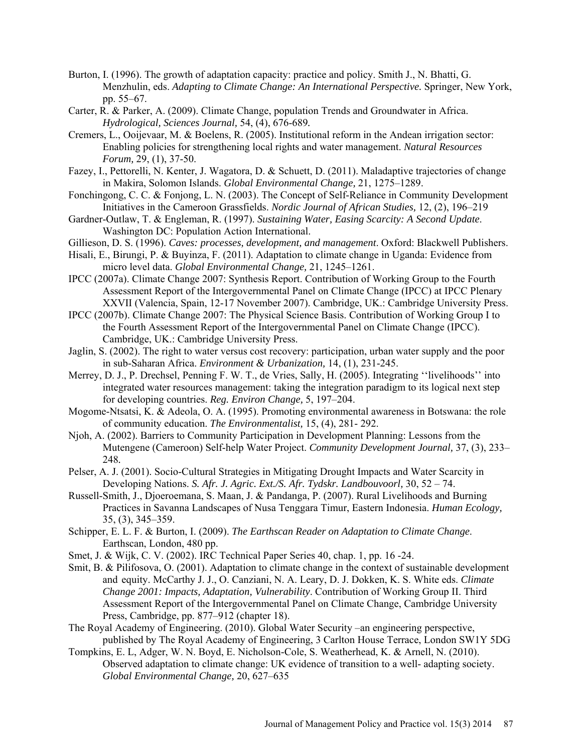Burton, I. (1996). The growth of adaptation capacity: practice and policy. Smith J., N. Bhatti, G. Menzhulin, eds. *Adapting to Climate Change: An International Perspective.* Springer, New York, pp. 55–67.

Carter, R. & Parker, A. (2009). Climate Change, population Trends and Groundwater in Africa. *Hydrological, Sciences Journal,* 54, (4), 676-689.

Cremers, L., Ooijevaar, M. & Boelens, R. (2005). Institutional reform in the Andean irrigation sector: Enabling policies for strengthening local rights and water management. *Natural Resources Forum,* 29, (1), 37-50.

Fazey, I., Pettorelli, N. Kenter, J. Wagatora, D. & Schuett, D. (2011). Maladaptive trajectories of change in Makira, Solomon Islands. *Global Environmental Change,* 21, 1275–1289.

Fonchingong, C. C. & Fonjong, L. N. (2003). The Concept of Self-Reliance in Community Development Initiatives in the Cameroon Grassfields. *Nordic Journal of African Studies,* 12, (2), 196–219

Gardner-Outlaw, T. & Engleman, R. (1997). *Sustaining Water, Easing Scarcity: A Second Update.* Washington DC: Population Action International.

Gillieson, D. S. (1996). *Caves: processes, development, and management*. Oxford: Blackwell Publishers.

Hisali, E., Birungi, P. & Buyinza, F. (2011). Adaptation to climate change in Uganda: Evidence from micro level data. *Global Environmental Change,* 21, 1245–1261.

IPCC (2007a). Climate Change 2007: Synthesis Report. Contribution of Working Group to the Fourth Assessment Report of the Intergovernmental Panel on Climate Change (IPCC) at IPCC Plenary XXVII (Valencia, Spain, 12-17 November 2007). Cambridge, UK.: Cambridge University Press.

IPCC (2007b). Climate Change 2007: The Physical Science Basis. Contribution of Working Group I to the Fourth Assessment Report of the Intergovernmental Panel on Climate Change (IPCC). Cambridge, UK.: Cambridge University Press.

Jaglin, S. (2002). The right to water versus cost recovery: participation, urban water supply and the poor in sub-Saharan Africa. *Environment & Urbanization,* 14, (1), 231-245.

Merrey, D. J., P. Drechsel, Penning F. W. T., de Vries, Sally, H. (2005). Integrating ''livelihoods'' into integrated water resources management: taking the integration paradigm to its logical next step for developing countries. *Reg. Environ Change,* 5, 197–204.

Mogome-Ntsatsi, K. & Adeola, O. A. (1995). Promoting environmental awareness in Botswana: the role of community education. *The Environmentalist,* 15, (4), 281- 292.

Njoh, A. (2002). Barriers to Community Participation in Development Planning: Lessons from the Mutengene (Cameroon) Self-help Water Project. *Community Development Journal,* 37, (3), 233–248.

Pelser, A. J. (2001). Socio-Cultural Strategies in Mitigating Drought Impacts and Water Scarcity in Developing Nations. *S. Afr. J. Agric. Ext./S. Afr. Tydskr. Landbouvoorl,* 30, 52 – 74.

Russell-Smith, J., Djoeroemana, S. Maan, J. & Pandanga, P. (2007). Rural Livelihoods and Burning Practices in Savanna Landscapes of Nusa Tenggara Timur, Eastern Indonesia. *Human Ecology,* 35, (3), 345–359.

Schipper, E. L. F. & Burton, I. (2009). *The Earthscan Reader on Adaptation to Climate Change*. Earthscan, London, 480 pp.

Smet, J. & Wijk, C. V. (2002). IRC Technical Paper Series 40, chap. 1, pp. 16 -24.

Smit, B. & Pilifosova, O. (2001). Adaptation to climate change in the context of sustainable development and equity. McCarthy J. J., O. Canziani, N. A. Leary, D. J. Dokken, K. S. White eds. *Climate Change 2001: Impacts, Adaptation, Vulnerability*. Contribution of Working Group II. Third Assessment Report of the Intergovernmental Panel on Climate Change, Cambridge University Press, Cambridge, pp. 877–912 (chapter 18).

The Royal Academy of Engineering. (2010). Global Water Security –an engineering perspective, published by The Royal Academy of Engineering, 3 Carlton House Terrace, London SW1Y 5DG

Tompkins, E. L, Adger, W. N. Boyd, E. Nicholson-Cole, S. Weatherhead, K. & Arnell, N. (2010). Observed adaptation to climate change: UK evidence of transition to a well- adapting society. *Global Environmental Change,* 20, 627–635